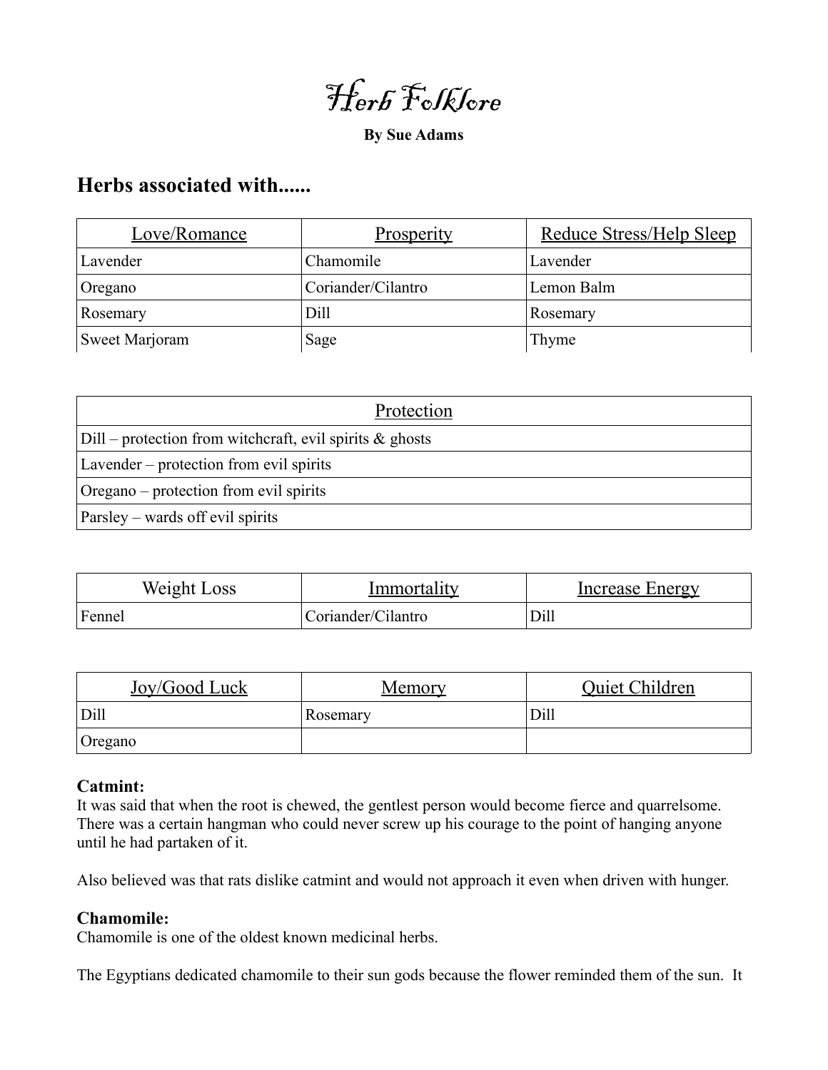# Herb Folklore

**By Sue Adams**

## Herbs associated with......

| Love/Romance | Prosperity | Reduce Stress/Help Sleep |
|---|---|---|
| Lavender | Chamomile | Lavender |
| Oregano | Coriander/Cilantro | Lemon Balm |
| Rosemary | Dill | Rosemary |
| Sweet Marjoram | Sage | Thyme |

| Protection |
|---|
| Dill – protection from witchcraft, evil spirits & ghosts |
| Lavender – protection from evil spirits |
| Oregano – protection from evil spirits |
| Parsley – wards off evil spirits |

| Weight Loss | Immortality | Increase Energy |
|---|---|---|
| Fennel | Coriander/Cilantro | Dill |

| Joy/Good Luck | Memory | Quiet Children |
|---|---|---|
| Dill | Rosemary | Dill |
| Oregano | | |

**Catmint:**
It was said that when the root is chewed, the gentlest person would become fierce and quarrelsome. There was a certain hangman who could never screw up his courage to the point of hanging anyone until he had partaken of it.

Also believed was that rats dislike catmint and would not approach it even when driven with hunger.

**Chamomile:**
Chamomile is one of the oldest known medicinal herbs.

The Egyptians dedicated chamomile to their sun gods because the flower reminded them of the sun. It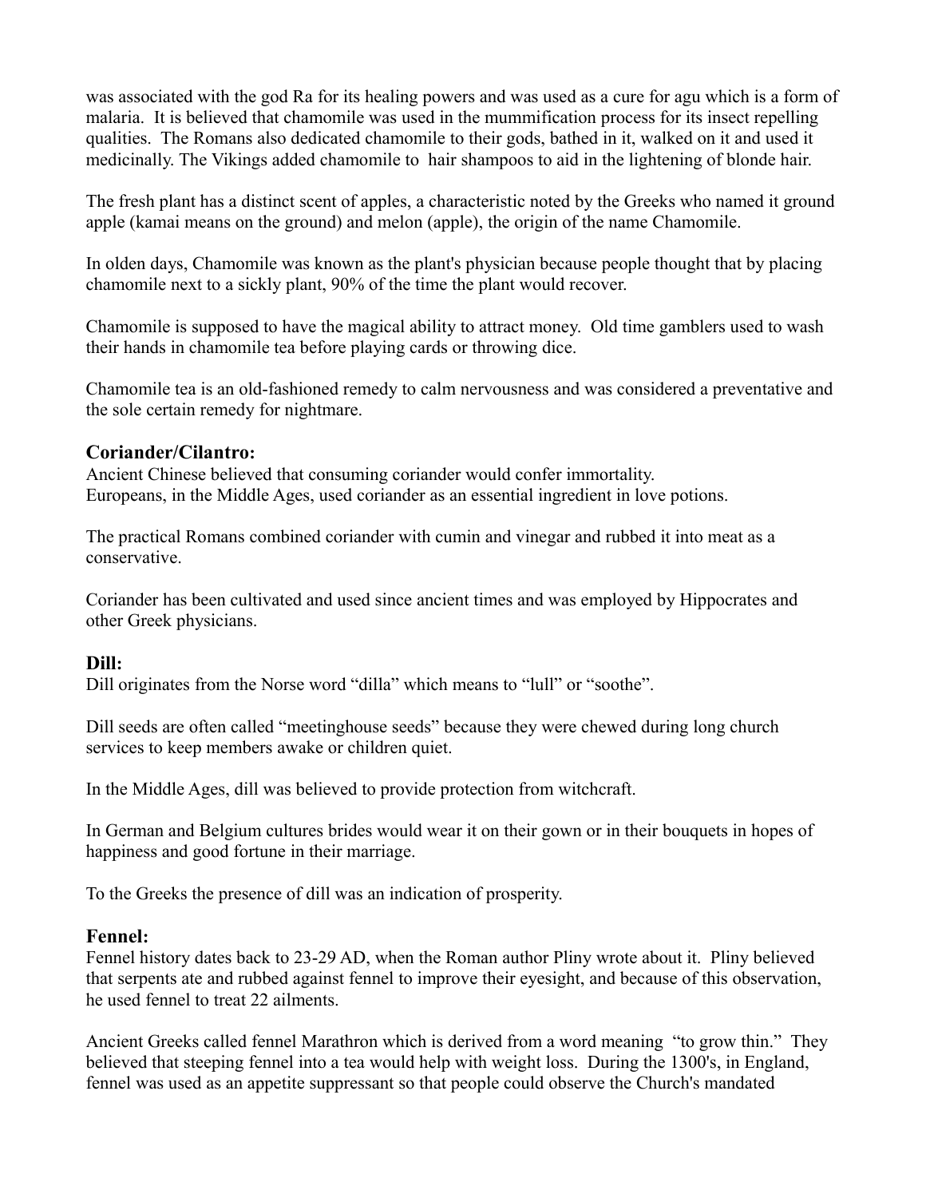was associated with the god Ra for its healing powers and was used as a cure for agu which is a form of malaria. It is believed that chamomile was used in the mummification process for its insect repelling qualities. The Romans also dedicated chamomile to their gods, bathed in it, walked on it and used it medicinally. The Vikings added chamomile to hair shampoos to aid in the lightening of blonde hair.

The fresh plant has a distinct scent of apples, a characteristic noted by the Greeks who named it ground apple (kamai means on the ground) and melon (apple), the origin of the name Chamomile.

In olden days, Chamomile was known as the plant's physician because people thought that by placing chamomile next to a sickly plant, 90% of the time the plant would recover.

Chamomile is supposed to have the magical ability to attract money. Old time gamblers used to wash their hands in chamomile tea before playing cards or throwing dice.

Chamomile tea is an old-fashioned remedy to calm nervousness and was considered a preventative and the sole certain remedy for nightmare.

### Coriander/Cilantro:

Ancient Chinese believed that consuming coriander would confer immortality.
Europeans, in the Middle Ages, used coriander as an essential ingredient in love potions.

The practical Romans combined coriander with cumin and vinegar and rubbed it into meat as a conservative.

Coriander has been cultivated and used since ancient times and was employed by Hippocrates and other Greek physicians.

### Dill:

Dill originates from the Norse word "dilla" which means to "lull" or "soothe".

Dill seeds are often called "meetinghouse seeds" because they were chewed during long church services to keep members awake or children quiet.

In the Middle Ages, dill was believed to provide protection from witchcraft.

In German and Belgium cultures brides would wear it on their gown or in their bouquets in hopes of happiness and good fortune in their marriage.

To the Greeks the presence of dill was an indication of prosperity.

### Fennel:

Fennel history dates back to 23-29 AD, when the Roman author Pliny wrote about it. Pliny believed that serpents ate and rubbed against fennel to improve their eyesight, and because of this observation, he used fennel to treat 22 ailments.

Ancient Greeks called fennel Marathron which is derived from a word meaning "to grow thin." They believed that steeping fennel into a tea would help with weight loss. During the 1300's, in England, fennel was used as an appetite suppressant so that people could observe the Church's mandated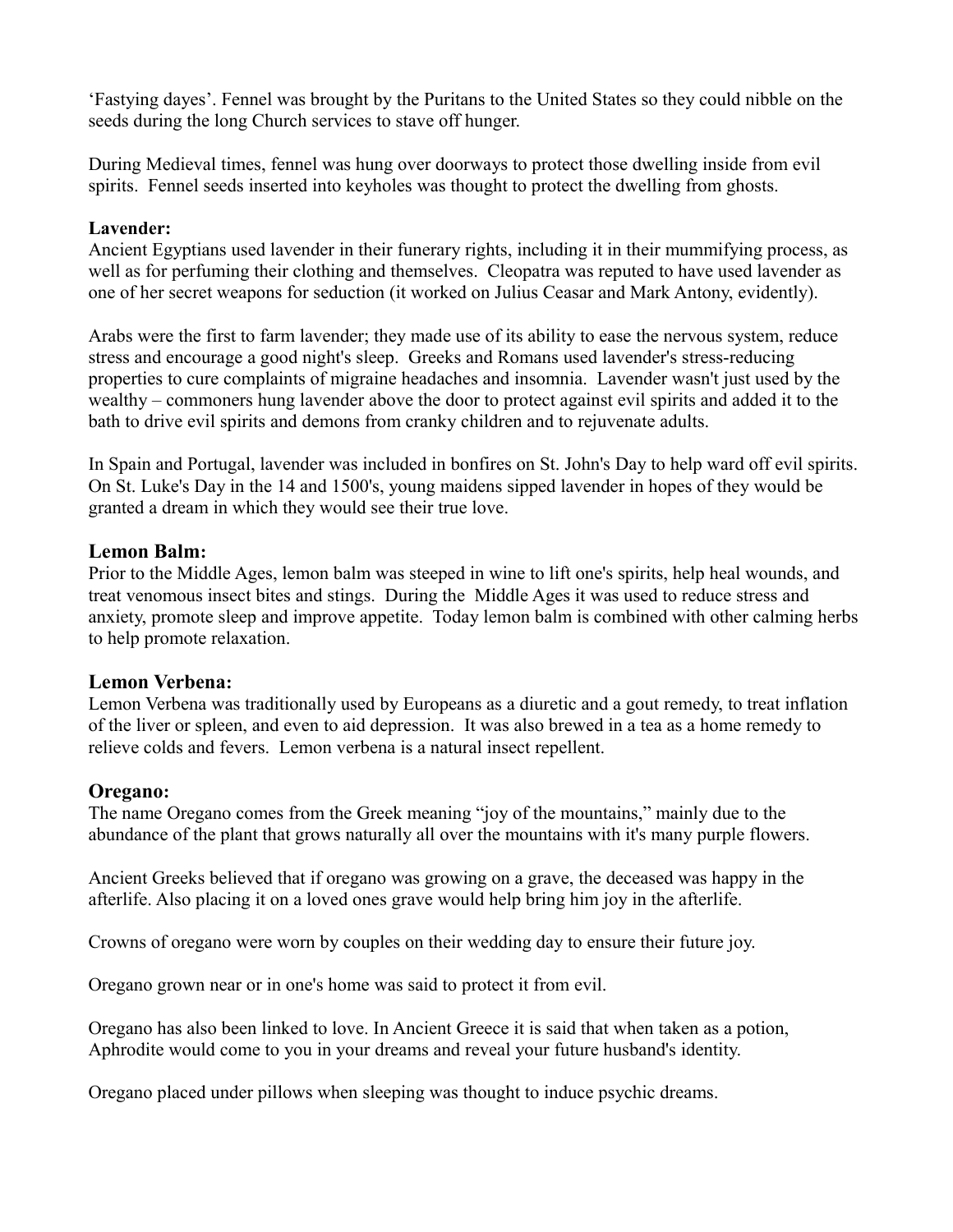'Fastying dayes'. Fennel was brought by the Puritans to the United States so they could nibble on the seeds during the long Church services to stave off hunger.

During Medieval times, fennel was hung over doorways to protect those dwelling inside from evil spirits. Fennel seeds inserted into keyholes was thought to protect the dwelling from ghosts.

**Lavender:**
Ancient Egyptians used lavender in their funerary rights, including it in their mummifying process, as well as for perfuming their clothing and themselves. Cleopatra was reputed to have used lavender as one of her secret weapons for seduction (it worked on Julius Ceasar and Mark Antony, evidently).

Arabs were the first to farm lavender; they made use of its ability to ease the nervous system, reduce stress and encourage a good night's sleep. Greeks and Romans used lavender's stress-reducing properties to cure complaints of migraine headaches and insomnia. Lavender wasn't just used by the wealthy – commoners hung lavender above the door to protect against evil spirits and added it to the bath to drive evil spirits and demons from cranky children and to rejuvenate adults.

In Spain and Portugal, lavender was included in bonfires on St. John's Day to help ward off evil spirits. On St. Luke's Day in the 14 and 1500's, young maidens sipped lavender in hopes of they would be granted a dream in which they would see their true love.

## Lemon Balm:
Prior to the Middle Ages, lemon balm was steeped in wine to lift one's spirits, help heal wounds, and treat venomous insect bites and stings. During the Middle Ages it was used to reduce stress and anxiety, promote sleep and improve appetite. Today lemon balm is combined with other calming herbs to help promote relaxation.

## Lemon Verbena:
Lemon Verbena was traditionally used by Europeans as a diuretic and a gout remedy, to treat inflation of the liver or spleen, and even to aid depression. It was also brewed in a tea as a home remedy to relieve colds and fevers. Lemon verbena is a natural insect repellent.

## Oregano:
The name Oregano comes from the Greek meaning "joy of the mountains," mainly due to the abundance of the plant that grows naturally all over the mountains with it's many purple flowers.

Ancient Greeks believed that if oregano was growing on a grave, the deceased was happy in the afterlife. Also placing it on a loved ones grave would help bring him joy in the afterlife.

Crowns of oregano were worn by couples on their wedding day to ensure their future joy.

Oregano grown near or in one's home was said to protect it from evil.

Oregano has also been linked to love. In Ancient Greece it is said that when taken as a potion, Aphrodite would come to you in your dreams and reveal your future husband's identity.

Oregano placed under pillows when sleeping was thought to induce psychic dreams.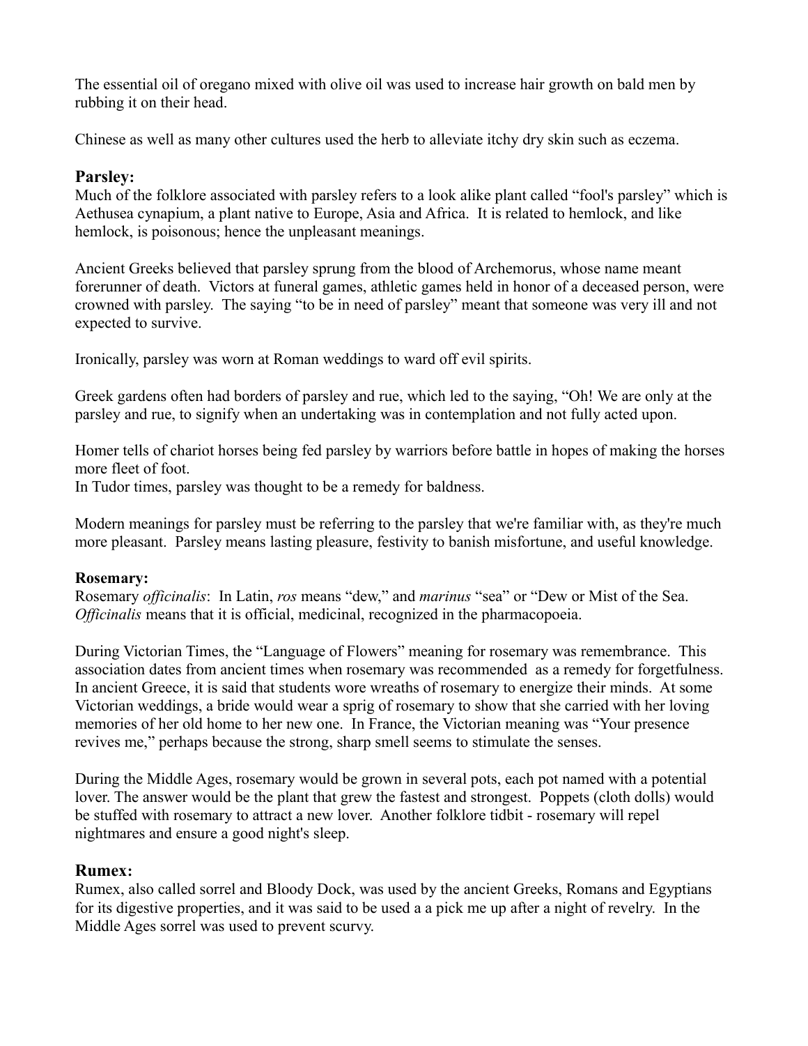The essential oil of oregano mixed with olive oil was used to increase hair growth on bald men by rubbing it on their head.

Chinese as well as many other cultures used the herb to alleviate itchy dry skin such as eczema.

## Parsley:

Much of the folklore associated with parsley refers to a look alike plant called "fool's parsley" which is Aethusea cynapium, a plant native to Europe, Asia and Africa. It is related to hemlock, and like hemlock, is poisonous; hence the unpleasant meanings.

Ancient Greeks believed that parsley sprung from the blood of Archemorus, whose name meant forerunner of death. Victors at funeral games, athletic games held in honor of a deceased person, were crowned with parsley. The saying "to be in need of parsley" meant that someone was very ill and not expected to survive.

Ironically, parsley was worn at Roman weddings to ward off evil spirits.

Greek gardens often had borders of parsley and rue, which led to the saying, "Oh! We are only at the parsley and rue, to signify when an undertaking was in contemplation and not fully acted upon.

Homer tells of chariot horses being fed parsley by warriors before battle in hopes of making the horses more fleet of foot.
In Tudor times, parsley was thought to be a remedy for baldness.

Modern meanings for parsley must be referring to the parsley that we're familiar with, as they're much more pleasant. Parsley means lasting pleasure, festivity to banish misfortune, and useful knowledge.

**Rosemary:**
Rosemary *officinalis*: In Latin, *ros* means "dew," and *marinus* "sea" or "Dew or Mist of the Sea. *Officinalis* means that it is official, medicinal, recognized in the pharmacopoeia.

During Victorian Times, the "Language of Flowers" meaning for rosemary was remembrance. This association dates from ancient times when rosemary was recommended as a remedy for forgetfulness. In ancient Greece, it is said that students wore wreaths of rosemary to energize their minds. At some Victorian weddings, a bride would wear a sprig of rosemary to show that she carried with her loving memories of her old home to her new one. In France, the Victorian meaning was "Your presence revives me," perhaps because the strong, sharp smell seems to stimulate the senses.

During the Middle Ages, rosemary would be grown in several pots, each pot named with a potential lover. The answer would be the plant that grew the fastest and strongest. Poppets (cloth dolls) would be stuffed with rosemary to attract a new lover. Another folklore tidbit - rosemary will repel nightmares and ensure a good night's sleep.

## Rumex:

Rumex, also called sorrel and Bloody Dock, was used by the ancient Greeks, Romans and Egyptians for its digestive properties, and it was said to be used a a pick me up after a night of revelry. In the Middle Ages sorrel was used to prevent scurvy.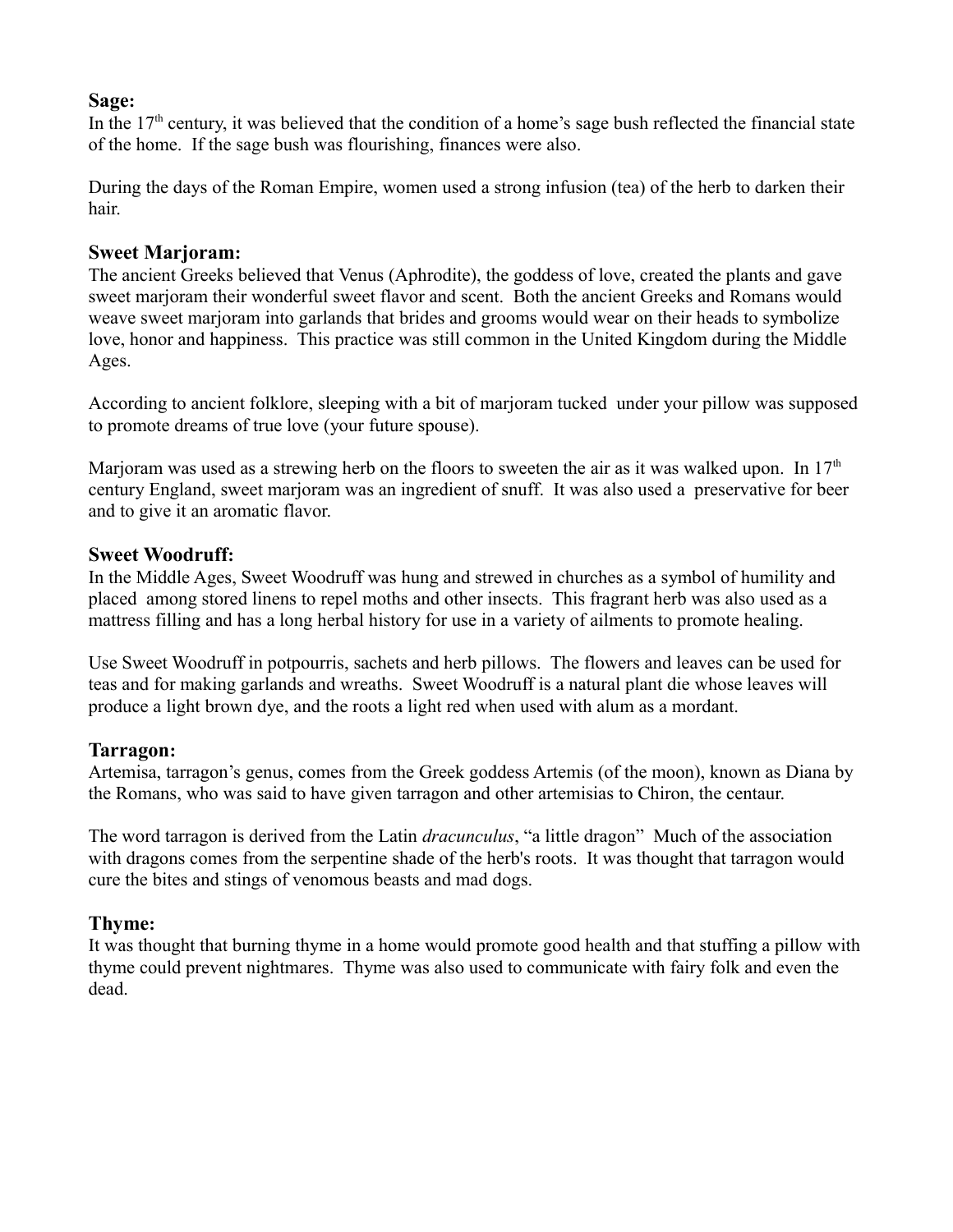### Sage:

In the 17th century, it was believed that the condition of a home's sage bush reflected the financial state of the home. If the sage bush was flourishing, finances were also.

During the days of the Roman Empire, women used a strong infusion (tea) of the herb to darken their hair.

### Sweet Marjoram:

The ancient Greeks believed that Venus (Aphrodite), the goddess of love, created the plants and gave sweet marjoram their wonderful sweet flavor and scent. Both the ancient Greeks and Romans would weave sweet marjoram into garlands that brides and grooms would wear on their heads to symbolize love, honor and happiness. This practice was still common in the United Kingdom during the Middle Ages.

According to ancient folklore, sleeping with a bit of marjoram tucked under your pillow was supposed to promote dreams of true love (your future spouse).

Marjoram was used as a strewing herb on the floors to sweeten the air as it was walked upon. In 17th century England, sweet marjoram was an ingredient of snuff. It was also used a preservative for beer and to give it an aromatic flavor.

### Sweet Woodruff:

In the Middle Ages, Sweet Woodruff was hung and strewed in churches as a symbol of humility and placed among stored linens to repel moths and other insects. This fragrant herb was also used as a mattress filling and has a long herbal history for use in a variety of ailments to promote healing.

Use Sweet Woodruff in potpourris, sachets and herb pillows. The flowers and leaves can be used for teas and for making garlands and wreaths. Sweet Woodruff is a natural plant die whose leaves will produce a light brown dye, and the roots a light red when used with alum as a mordant.

### Tarragon:

Artemisa, tarragon's genus, comes from the Greek goddess Artemis (of the moon), known as Diana by the Romans, who was said to have given tarragon and other artemisias to Chiron, the centaur.

The word tarragon is derived from the Latin *dracunculus*, "a little dragon" Much of the association with dragons comes from the serpentine shade of the herb's roots. It was thought that tarragon would cure the bites and stings of venomous beasts and mad dogs.

### Thyme:

It was thought that burning thyme in a home would promote good health and that stuffing a pillow with thyme could prevent nightmares. Thyme was also used to communicate with fairy folk and even the dead.